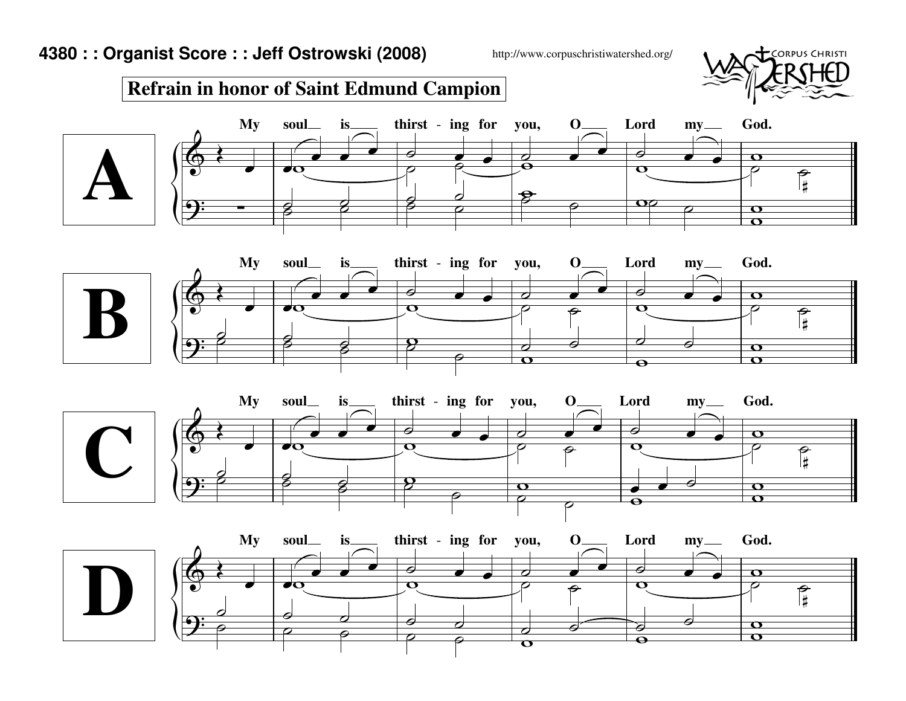**4380 : : Organist Score : : Jeff Ostrowski (2008)**

http://www.corpuschristiwatershed.org/

## Refrain in honor of Saint Edmund Campion

# A

My soul__ is____ thirst - ing for you, O____ Lord my__ God.

# B

My soul__ is____ thirst - ing for you, O____ Lord my__ God.

# C

My soul__ is____ thirst - ing for you, O____ Lord my__ God.

# D

My soul__ is____ thirst - ing for you, O____ Lord my__ God.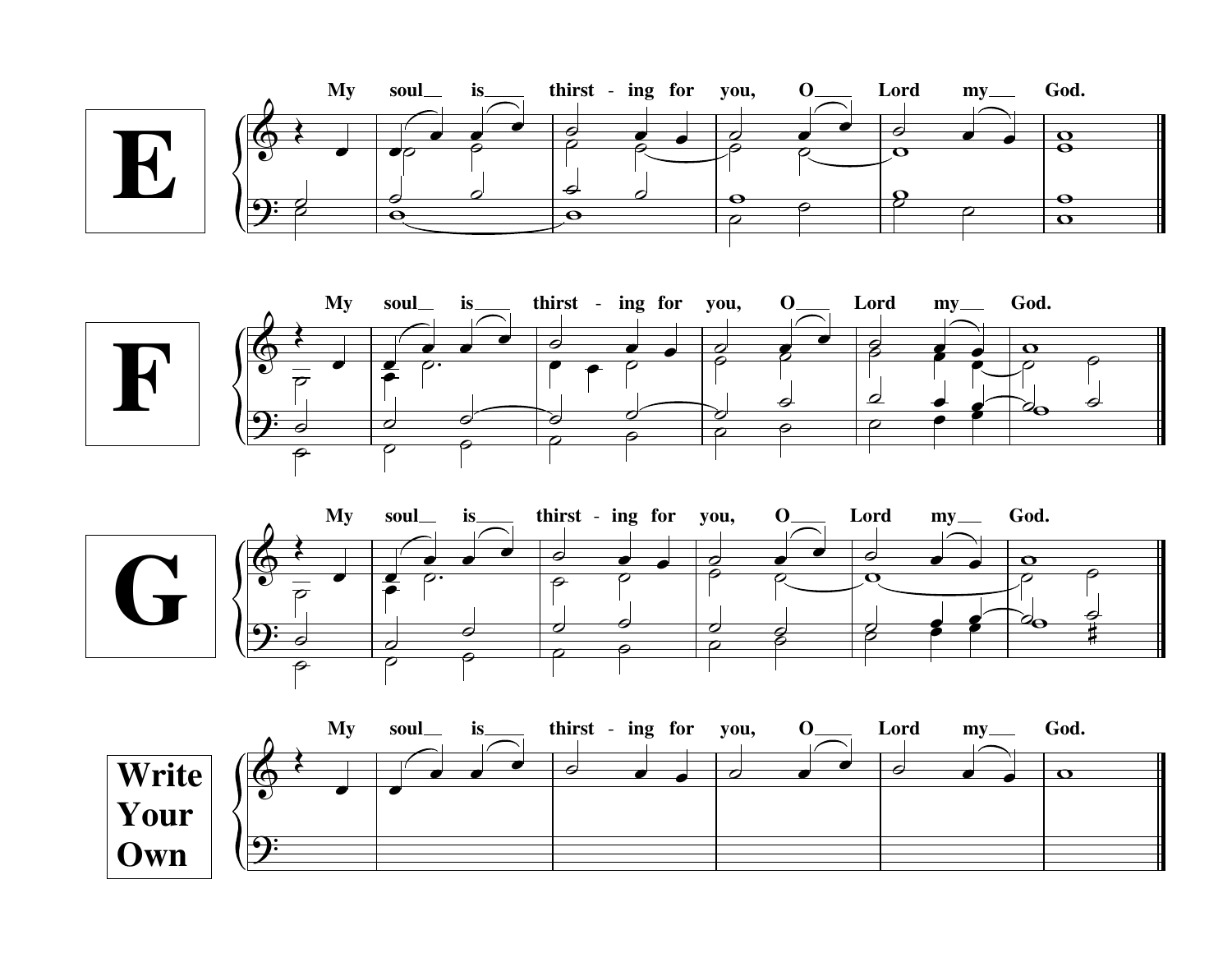**E**

My soul__ is____ thirst - ing for you, O____ Lord my___ God.

**F**

My soul__ is____ thirst - ing for you, O____ Lord my___ God.

**G**

My soul__ is____ thirst - ing for you, O____ Lord my___ God.

**Write Your Own**

My soul__ is____ thirst - ing for you, O____ Lord my___ God.